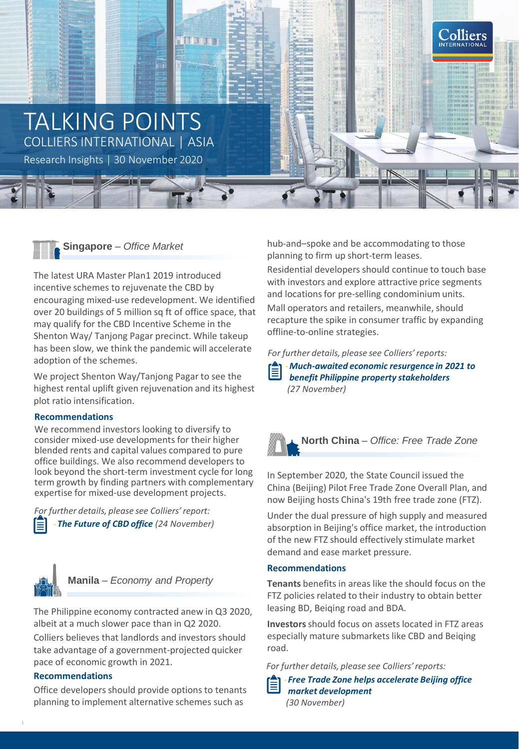# TALKING POINTS

COLLIERS INTERNATIONAL | ASIA

Research Insights | 30 November 2020

## Singapore – *Office Market*

The latest URA Master Plan1 2019 introduced incentive schemes to rejuvenate the CBD by encouraging mixed-use redevelopment. We identified over 20 buildings of 5 million sq ft of office space, that may qualify for the CBD Incentive Scheme in the Shenton Way/ Tanjong Pagar precinct. While takeup has been slow, we think the pandemic will accelerate adoption of the schemes.

We project Shenton Way/Tanjong Pagar to see the highest rental uplift given rejuvenation and its highest plot ratio intensification.

### Recommendations

We recommend investors looking to diversify to consider mixed-use developments for their higher blended rents and capital values compared to pure office buildings. We also recommend developers to look beyond the short-term investment cycle for long term growth by finding partners with complementary expertise for mixed-use development projects.

*For further details, please see Colliers' report:*

- ***The Future of CBD office*** *(24 November)*

## Manila – *Economy and Property*

The Philippine economy contracted anew in Q3 2020, albeit at a much slower pace than in Q2 2020.

Colliers believes that landlords and investors should take advantage of a government-projected quicker pace of economic growth in 2021.

### Recommendations

Office developers should provide options to tenants planning to implement alternative schemes such as hub-and–spoke and be accommodating to those planning to firm up short-term leases.

Residential developers should continue to touch base with investors and explore attractive price segments and locations for pre-selling condominium units.

Mall operators and retailers, meanwhile, should recapture the spike in consumer traffic by expanding offline-to-online strategies.

*For further details, please see Colliers' reports:*

- ***Much-awaited economic resurgence in 2021 to benefit Philippine property stakeholders*** *(27 November)*

## North China – *Office: Free Trade Zone*

In September 2020, the State Council issued the China (Beijing) Pilot Free Trade Zone Overall Plan, and now Beijing hosts China's 19th free trade zone (FTZ).

Under the dual pressure of high supply and measured absorption in Beijing's office market, the introduction of the new FTZ should effectively stimulate market demand and ease market pressure.

### Recommendations

**Tenants** benefits in areas like the should focus on the FTZ policies related to their industry to obtain better leasing BD, Beiqing road and BDA.

**Investors** should focus on assets located in FTZ areas especially mature submarkets like CBD and Beiqing road.

*For further details, please see Colliers' reports:*

- ***Free Trade Zone helps accelerate Beijing office market development*** *(30 November)*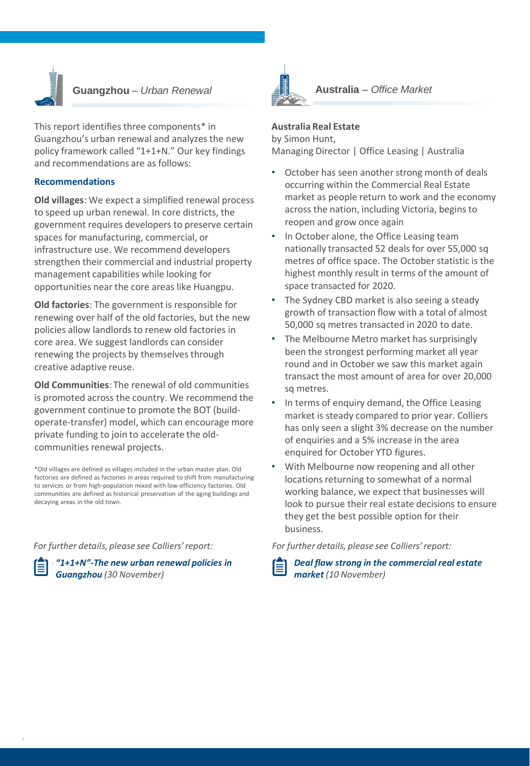## **Guangzhou** – *Urban Renewal*

This report identifies three components* in Guangzhou's urban renewal and analyzes the new policy framework called "1+1+N." Our key findings and recommendations are as follows:

### Recommendations

**Old villages**: We expect a simplified renewal process to speed up urban renewal. In core districts, the government requires developers to preserve certain spaces for manufacturing, commercial, or infrastructure use. We recommend developers strengthen their commercial and industrial property management capabilities while looking for opportunities near the core areas like Huangpu.

**Old factories**: The government is responsible for renewing over half of the old factories, but the new policies allow landlords to renew old factories in core area. We suggest landlords can consider renewing the projects by themselves through creative adaptive reuse.

**Old Communities**: The renewal of old communities is promoted across the country. We recommend the government continue to promote the BOT (build-operate-transfer) model, which can encourage more private funding to join to accelerate the old-communities renewal projects.

*Old villages are defined as villages included in the urban master plan. Old factories are defined as factories in areas required to shift from manufacturing to services or from high-population mixed with low-efficiency factories. Old communities are defined as historical preservation of the aging buildings and decaying areas in the old town.

*For further details, please see Colliers' report:*

- ***"1+1+N"-The new urban renewal policies in Guangzhou*** *(30 November)*

## **Australia** – *Office Market*

**Australia Real Estate**
by Simon Hunt,
Managing Director | Office Leasing | Australia

- October has seen another strong month of deals occurring within the Commercial Real Estate market as people return to work and the economy across the nation, including Victoria, begins to reopen and grow once again
- In October alone, the Office Leasing team nationally transacted 52 deals for over 55,000 sq metres of office space. The October statistic is the highest monthly result in terms of the amount of space transacted for 2020.
- The Sydney CBD market is also seeing a steady growth of transaction flow with a total of almost 50,000 sq metres transacted in 2020 to date.
- The Melbourne Metro market has surprisingly been the strongest performing market all year round and in October we saw this market again transact the most amount of area for over 20,000 sq metres.
- In terms of enquiry demand, the Office Leasing market is steady compared to prior year. Colliers has only seen a slight 3% decrease on the number of enquiries and a 5% increase in the area enquired for October YTD figures.
- With Melbourne now reopening and all other locations returning to somewhat of a normal working balance, we expect that businesses will look to pursue their real estate decisions to ensure they get the best possible option for their business.

*For further details, please see Colliers' report:*

- ***Deal flow strong in the commercial real estate market*** *(10 November)*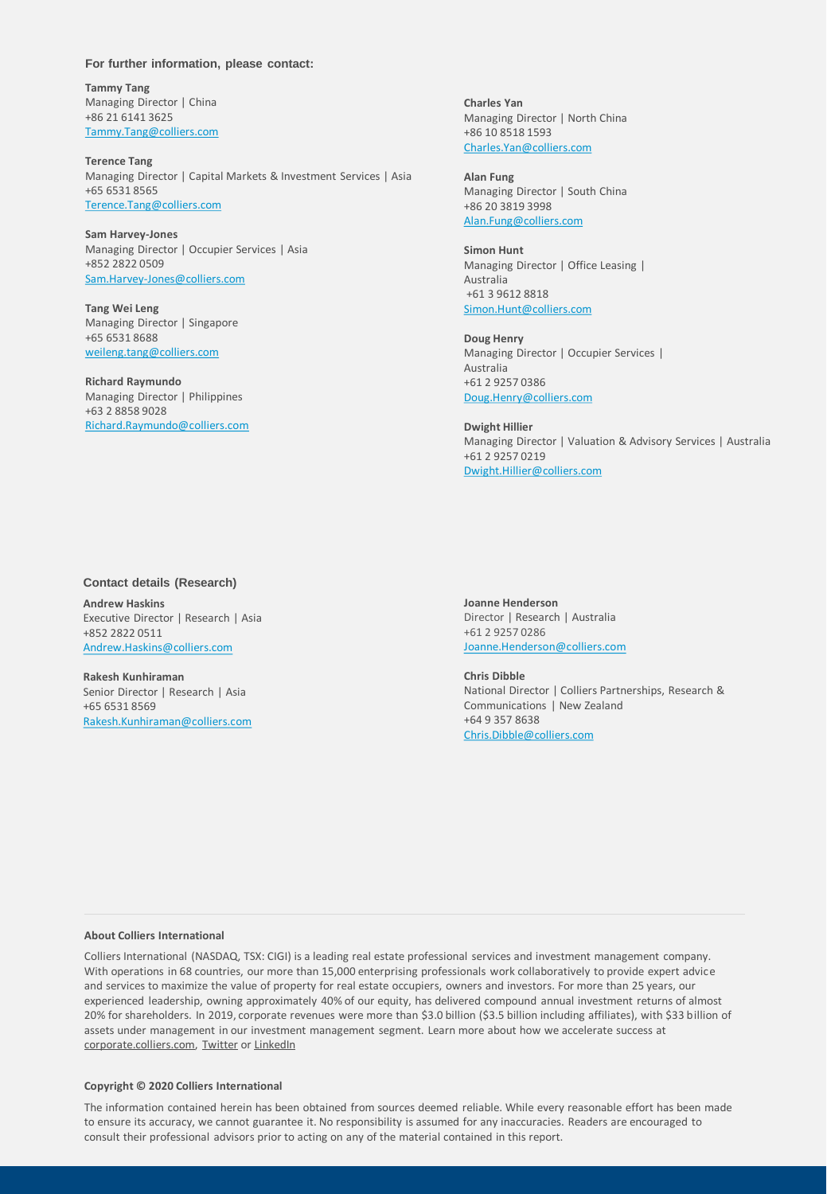### For further information, please contact:

**Tammy Tang**
Managing Director | China
+86 21 6141 3625
Tammy.Tang@colliers.com

**Terence Tang**
Managing Director | Capital Markets & Investment Services | Asia
+65 6531 8565
Terence.Tang@colliers.com

**Sam Harvey-Jones**
Managing Director | Occupier Services | Asia
+852 2822 0509
Sam.Harvey-Jones@colliers.com

**Tang Wei Leng**
Managing Director | Singapore
+65 6531 8688
weileng.tang@colliers.com

**Richard Raymundo**
Managing Director | Philippines
+63 2 8858 9028
Richard.Raymundo@colliers.com

**Charles Yan**
Managing Director | North China
+86 10 8518 1593
Charles.Yan@colliers.com

**Alan Fung**
Managing Director | South China
+86 20 3819 3998
Alan.Fung@colliers.com

**Simon Hunt**
Managing Director | Office Leasing | Australia
+61 3 9612 8818
Simon.Hunt@colliers.com

**Doug Henry**
Managing Director | Occupier Services | Australia
+61 2 9257 0386
Doug.Henry@colliers.com

**Dwight Hillier**
Managing Director | Valuation & Advisory Services | Australia
+61 2 9257 0219
Dwight.Hillier@colliers.com

### Contact details (Research)

**Andrew Haskins**
Executive Director | Research | Asia
+852 2822 0511
Andrew.Haskins@colliers.com

**Rakesh Kunhiraman**
Senior Director | Research | Asia
+65 6531 8569
Rakesh.Kunhiraman@colliers.com

**Joanne Henderson**
Director | Research | Australia
+61 2 9257 0286
Joanne.Henderson@colliers.com

**Chris Dibble**
National Director | Colliers Partnerships, Research & Communications | New Zealand
+64 9 357 8638
Chris.Dibble@colliers.com

**About Colliers International**

Colliers International (NASDAQ, TSX: CIGI) is a leading real estate professional services and investment management company. With operations in 68 countries, our more than 15,000 enterprising professionals work collaboratively to provide expert advice and services to maximize the value of property for real estate occupiers, owners and investors. For more than 25 years, our experienced leadership, owning approximately 40% of our equity, has delivered compound annual investment returns of almost 20% for shareholders. In 2019, corporate revenues were more than $3.0 billion ($3.5 billion including affiliates), with $33 billion of assets under management in our investment management segment. Learn more about how we accelerate success at corporate.colliers.com, Twitter or LinkedIn

**Copyright © 2020 Colliers International**

The information contained herein has been obtained from sources deemed reliable. While every reasonable effort has been made to ensure its accuracy, we cannot guarantee it. No responsibility is assumed for any inaccuracies. Readers are encouraged to consult their professional advisors prior to acting on any of the material contained in this report.